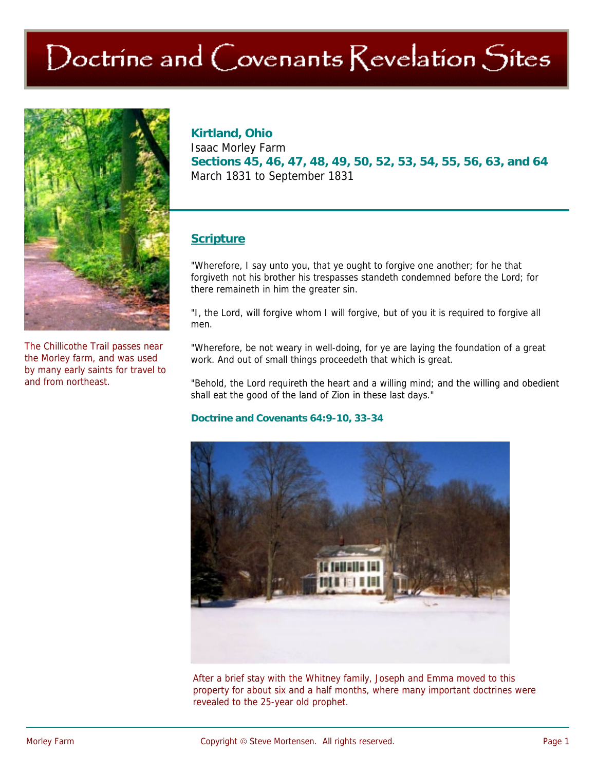# Doctrine and Covenants Revelation Sites

The Chillicothe Trail passes near the Morley farm, and was used by many early saints for travel to and from northeast.

**Kirtland, Ohio**
Isaac Morley Farm
**Sections 45, 46, 47, 48, 49, 50, 52, 53, 54, 55, 56, 63, and 64**
March 1831 to September 1831

## Scripture

"Wherefore, I say unto you, that ye ought to forgive one another; for he that forgiveth not his brother his trespasses standeth condemned before the Lord; for there remaineth in him the greater sin.

"I, the Lord, will forgive whom I will forgive, but of you it is required to forgive all men.

"Wherefore, be not weary in well-doing, for ye are laying the foundation of a great work. And out of small things proceedeth that which is great.

"Behold, the Lord requireth the heart and a willing mind; and the willing and obedient shall eat the good of the land of Zion in these last days."

**Doctrine and Covenants 64:9-10, 33-34**

After a brief stay with the Whitney family, Joseph and Emma moved to this property for about six and a half months, where many important doctrines were revealed to the 25-year old prophet.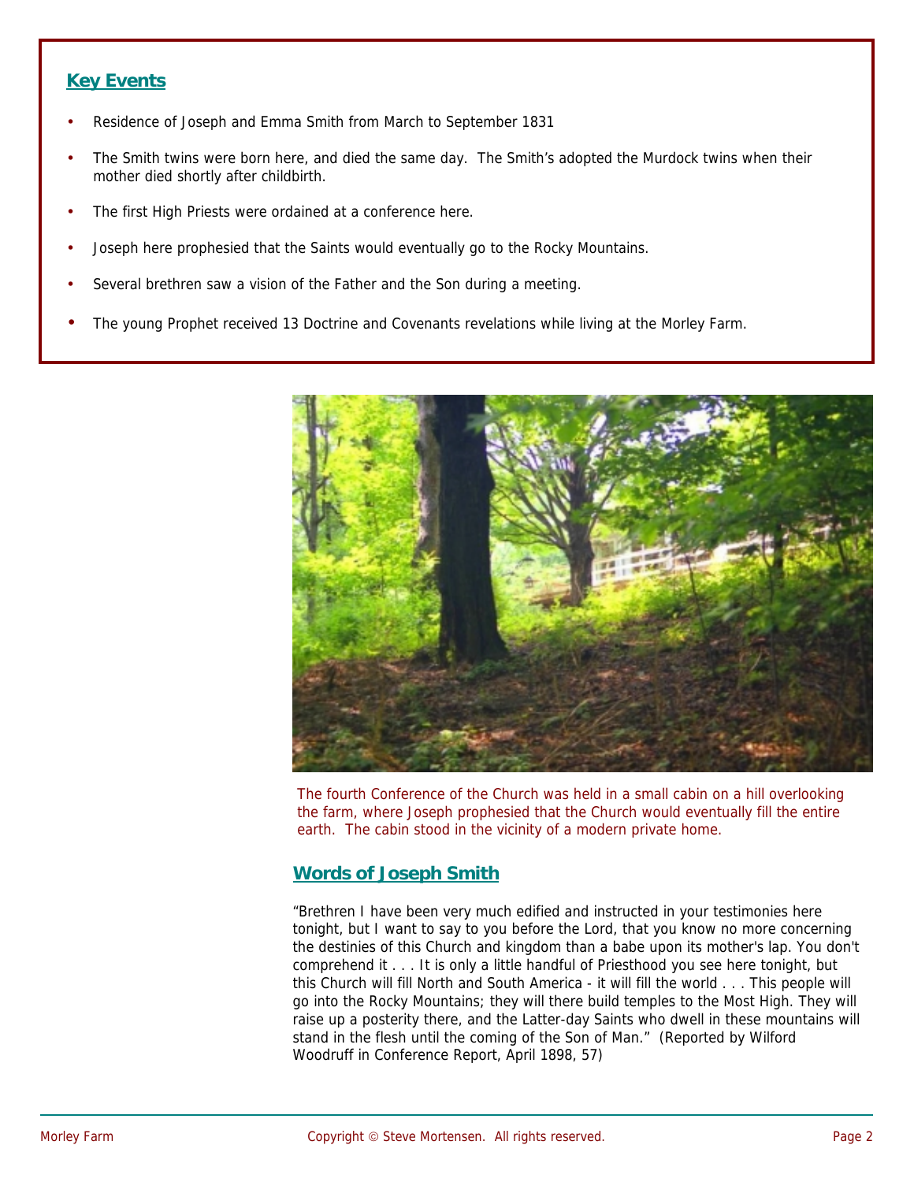## Key Events

- Residence of Joseph and Emma Smith from March to September 1831
- The Smith twins were born here, and died the same day. The Smith's adopted the Murdock twins when their mother died shortly after childbirth.
- The first High Priests were ordained at a conference here.
- Joseph here prophesied that the Saints would eventually go to the Rocky Mountains.
- Several brethren saw a vision of the Father and the Son during a meeting.
- The young Prophet received 13 Doctrine and Covenants revelations while living at the Morley Farm.

The fourth Conference of the Church was held in a small cabin on a hill overlooking the farm, where Joseph prophesied that the Church would eventually fill the entire earth. The cabin stood in the vicinity of a modern private home.

## Words of Joseph Smith

"Brethren I have been very much edified and instructed in your testimonies here tonight, but I want to say to you before the Lord, that you know no more concerning the destinies of this Church and kingdom than a babe upon its mother's lap. You don't comprehend it . . . It is only a little handful of Priesthood you see here tonight, but this Church will fill North and South America - it will fill the world . . . This people will go into the Rocky Mountains; they will there build temples to the Most High. They will raise up a posterity there, and the Latter-day Saints who dwell in these mountains will stand in the flesh until the coming of the Son of Man." (Reported by Wilford Woodruff in Conference Report, April 1898, 57)